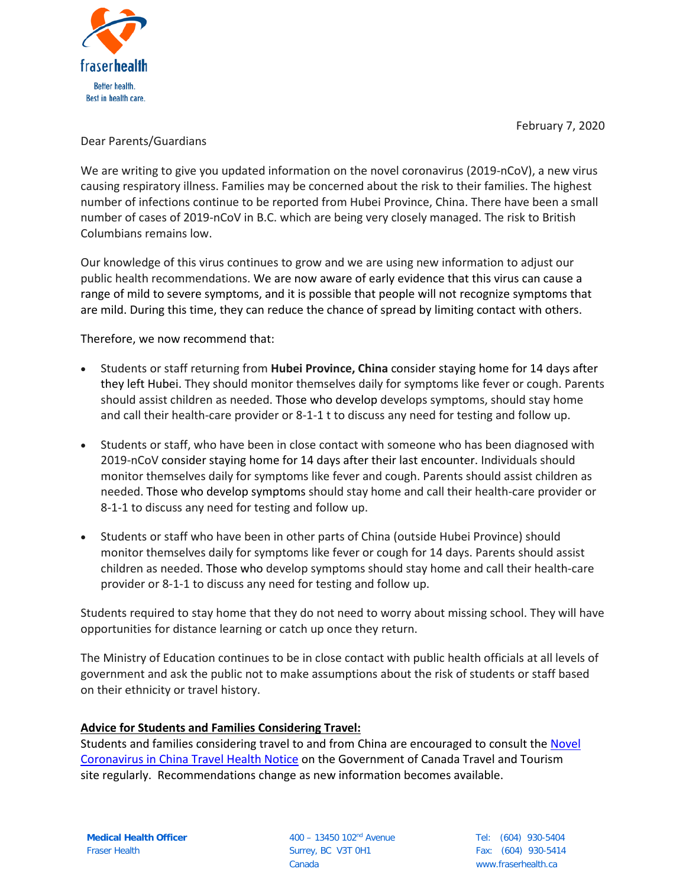fraserhealth

Better health.
Best in health care.

February 7, 2020

Dear Parents/Guardians

We are writing to give you updated information on the novel coronavirus (2019-nCoV), a new virus causing respiratory illness. Families may be concerned about the risk to their families. The highest number of infections continue to be reported from Hubei Province, China. There have been a small number of cases of 2019-nCoV in B.C. which are being very closely managed. The risk to British Columbians remains low.

Our knowledge of this virus continues to grow and we are using new information to adjust our public health recommendations. We are now aware of early evidence that this virus can cause a range of mild to severe symptoms, and it is possible that people will not recognize symptoms that are mild. During this time, they can reduce the chance of spread by limiting contact with others.

Therefore, we now recommend that:

- Students or staff returning from **Hubei Province, China** consider staying home for 14 days after they left Hubei. They should monitor themselves daily for symptoms like fever or cough. Parents should assist children as needed. Those who develop develops symptoms, should stay home and call their health-care provider or 8-1-1 t to discuss any need for testing and follow up.

- Students or staff, who have been in close contact with someone who has been diagnosed with 2019-nCoV consider staying home for 14 days after their last encounter. Individuals should monitor themselves daily for symptoms like fever and cough. Parents should assist children as needed. Those who develop symptoms should stay home and call their health-care provider or 8-1-1 to discuss any need for testing and follow up.

- Students or staff who have been in other parts of China (outside Hubei Province) should monitor themselves daily for symptoms like fever or cough for 14 days. Parents should assist children as needed. Those who develop symptoms should stay home and call their health-care provider or 8-1-1 to discuss any need for testing and follow up.

Students required to stay home that they do not need to worry about missing school. They will have opportunities for distance learning or catch up once they return.

The Ministry of Education continues to be in close contact with public health officials at all levels of government and ask the public not to make assumptions about the risk of students or staff based on their ethnicity or travel history.

**Advice for Students and Families Considering Travel:**

Students and families considering travel to and from China are encouraged to consult the [Novel Coronavirus in China Travel Health Notice] on the Government of Canada Travel and Tourism site regularly. Recommendations change as new information becomes available.

**Medical Health Officer**
Fraser Health

400 – 13450 102nd Avenue
Surrey, BC V3T 0H1
Canada

Tel: (604) 930-5404
Fax: (604) 930-5414
www.fraserhealth.ca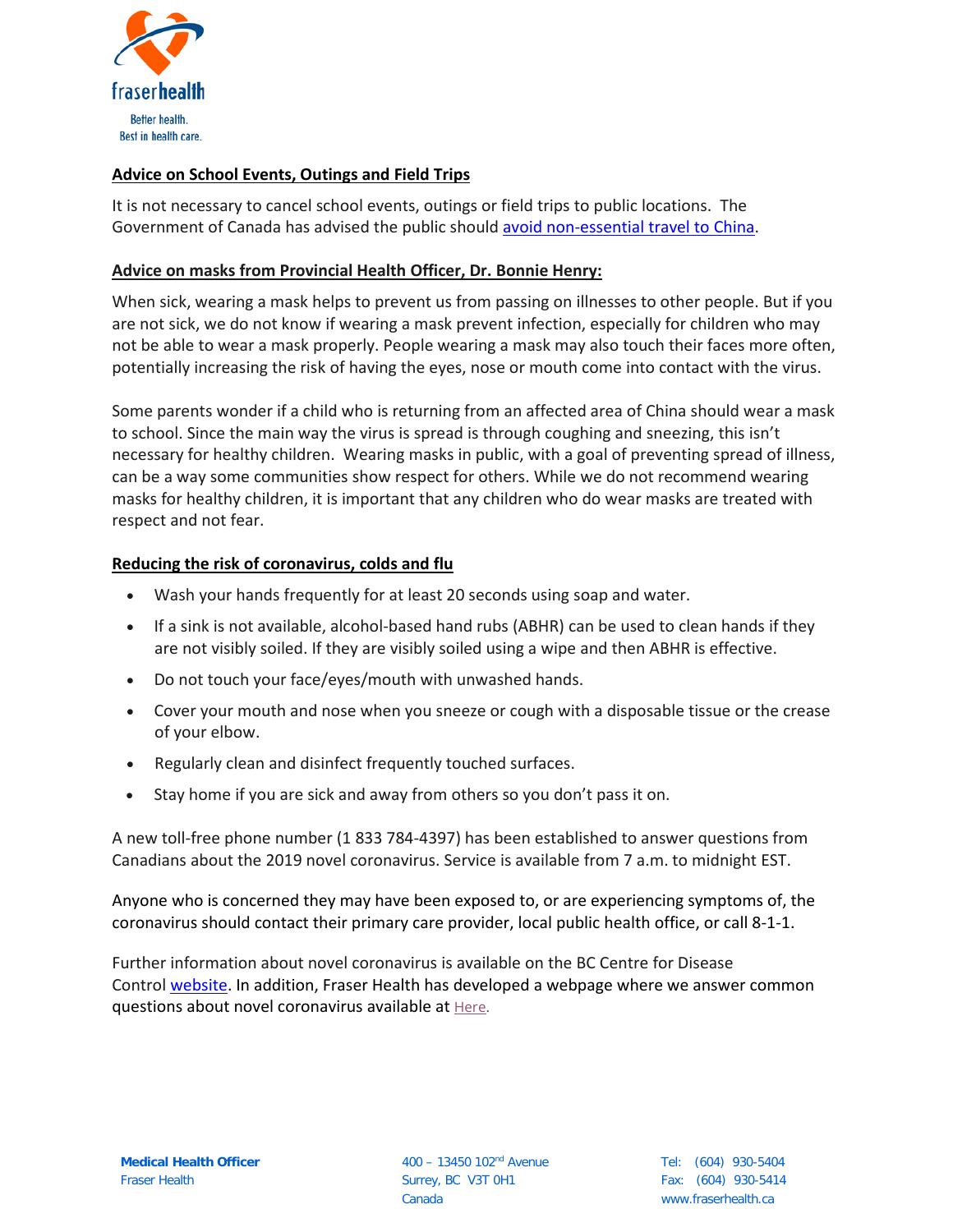**Advice on School Events, Outings and Field Trips**

It is not necessary to cancel school events, outings or field trips to public locations. The Government of Canada has advised the public should avoid non-essential travel to China.

**Advice on masks from Provincial Health Officer, Dr. Bonnie Henry:**

When sick, wearing a mask helps to prevent us from passing on illnesses to other people. But if you are not sick, we do not know if wearing a mask prevent infection, especially for children who may not be able to wear a mask properly. People wearing a mask may also touch their faces more often, potentially increasing the risk of having the eyes, nose or mouth come into contact with the virus.

Some parents wonder if a child who is returning from an affected area of China should wear a mask to school. Since the main way the virus is spread is through coughing and sneezing, this isn't necessary for healthy children. Wearing masks in public, with a goal of preventing spread of illness, can be a way some communities show respect for others. While we do not recommend wearing masks for healthy children, it is important that any children who do wear masks are treated with respect and not fear.

**Reducing the risk of coronavirus, colds and flu**

- Wash your hands frequently for at least 20 seconds using soap and water.
- If a sink is not available, alcohol-based hand rubs (ABHR) can be used to clean hands if they are not visibly soiled. If they are visibly soiled using a wipe and then ABHR is effective.
- Do not touch your face/eyes/mouth with unwashed hands.
- Cover your mouth and nose when you sneeze or cough with a disposable tissue or the crease of your elbow.
- Regularly clean and disinfect frequently touched surfaces.
- Stay home if you are sick and away from others so you don't pass it on.

A new toll-free phone number (1 833 784-4397) has been established to answer questions from Canadians about the 2019 novel coronavirus. Service is available from 7 a.m. to midnight EST.

Anyone who is concerned they may have been exposed to, or are experiencing symptoms of, the coronavirus should contact their primary care provider, local public health office, or call 8-1-1.

Further information about novel coronavirus is available on the BC Centre for Disease Control website. In addition, Fraser Health has developed a webpage where we answer common questions about novel coronavirus available at Here.

**Medical Health Officer**
Fraser Health

400 – 13450 102nd Avenue
Surrey, BC V3T 0H1
Canada

Tel: (604) 930-5404
Fax: (604) 930-5414
www.fraserhealth.ca